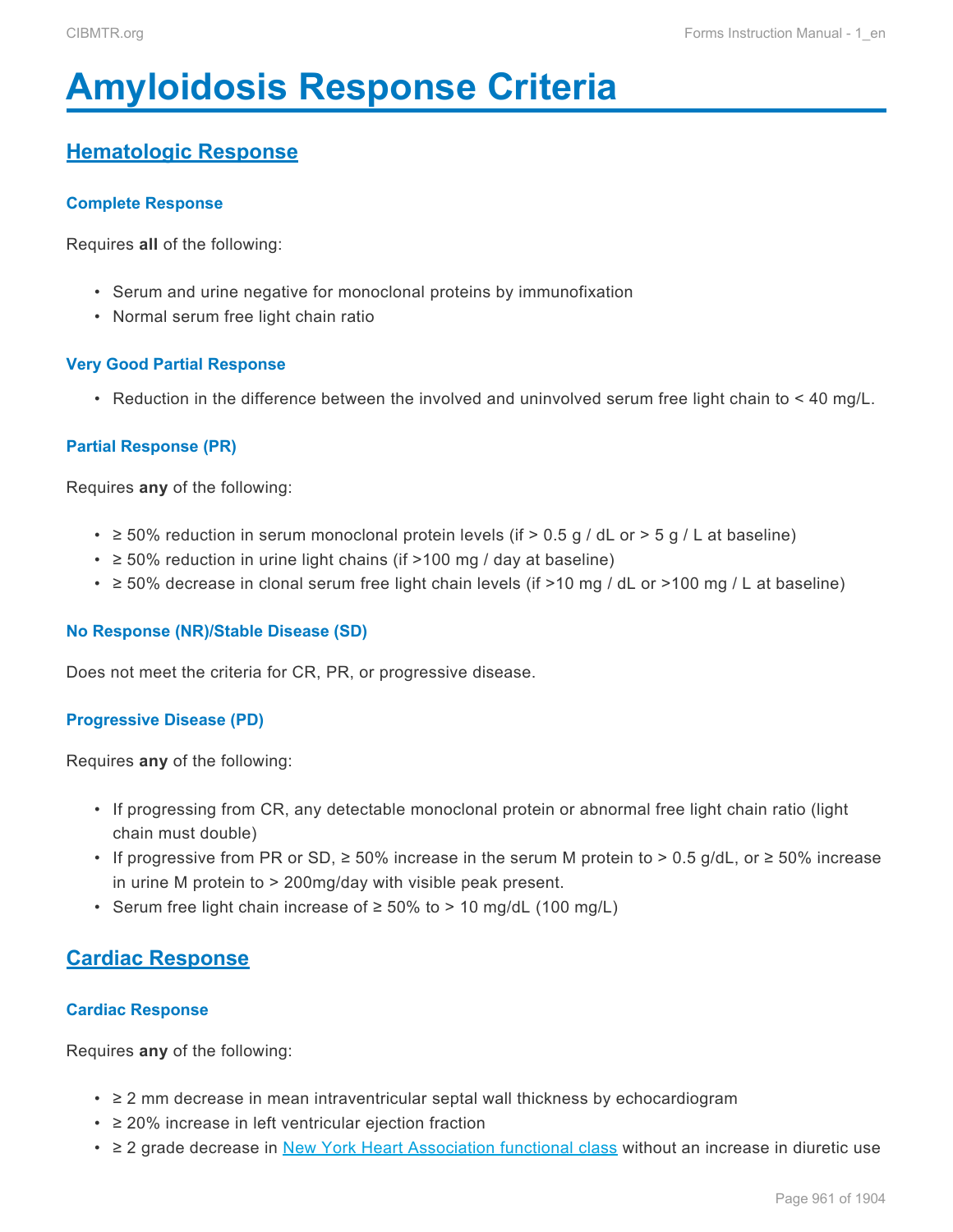# Amyloidosis Response Criteria

## Hematologic Response

### Complete Response

Requires **all** of the following:

- Serum and urine negative for monoclonal proteins by immunofixation
- Normal serum free light chain ratio

### Very Good Partial Response

- Reduction in the difference between the involved and uninvolved serum free light chain to < 40 mg/L.

### Partial Response (PR)

Requires **any** of the following:

- ≥ 50% reduction in serum monoclonal protein levels (if > 0.5 g / dL or > 5 g / L at baseline)
- ≥ 50% reduction in urine light chains (if >100 mg / day at baseline)
- ≥ 50% decrease in clonal serum free light chain levels (if >10 mg / dL or >100 mg / L at baseline)

### No Response (NR)/Stable Disease (SD)

Does not meet the criteria for CR, PR, or progressive disease.

### Progressive Disease (PD)

Requires **any** of the following:

- If progressing from CR, any detectable monoclonal protein or abnormal free light chain ratio (light chain must double)
- If progressive from PR or SD, ≥ 50% increase in the serum M protein to > 0.5 g/dL, or ≥ 50% increase in urine M protein to > 200mg/day with visible peak present.
- Serum free light chain increase of ≥ 50% to > 10 mg/dL (100 mg/L)

## Cardiac Response

### Cardiac Response

Requires **any** of the following:

- ≥ 2 mm decrease in mean intraventricular septal wall thickness by echocardiogram
- ≥ 20% increase in left ventricular ejection fraction
- ≥ 2 grade decrease in [New York Heart Association functional class]() without an increase in diuretic use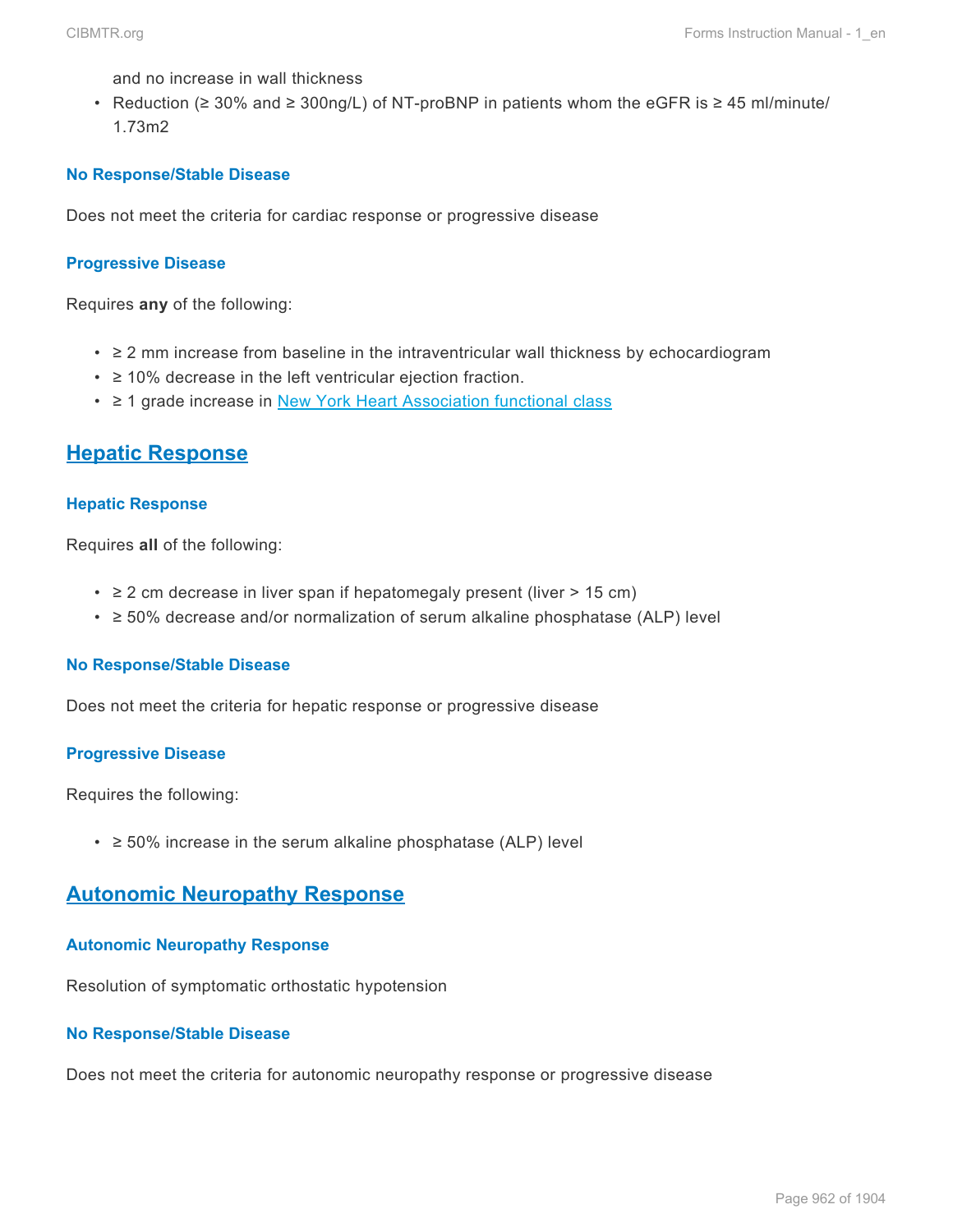and no increase in wall thickness

- Reduction (≥ 30% and ≥ 300ng/L) of NT-proBNP in patients whom the eGFR is ≥ 45 ml/minute/1.73m2

#### No Response/Stable Disease

Does not meet the criteria for cardiac response or progressive disease

#### Progressive Disease

Requires **any** of the following:

- ≥ 2 mm increase from baseline in the intraventricular wall thickness by echocardiogram
- ≥ 10% decrease in the left ventricular ejection fraction.
- ≥ 1 grade increase in New York Heart Association functional class

## Hepatic Response

#### Hepatic Response

Requires **all** of the following:

- ≥ 2 cm decrease in liver span if hepatomegaly present (liver > 15 cm)
- ≥ 50% decrease and/or normalization of serum alkaline phosphatase (ALP) level

#### No Response/Stable Disease

Does not meet the criteria for hepatic response or progressive disease

#### Progressive Disease

Requires the following:

- ≥ 50% increase in the serum alkaline phosphatase (ALP) level

## Autonomic Neuropathy Response

#### Autonomic Neuropathy Response

Resolution of symptomatic orthostatic hypotension

#### No Response/Stable Disease

Does not meet the criteria for autonomic neuropathy response or progressive disease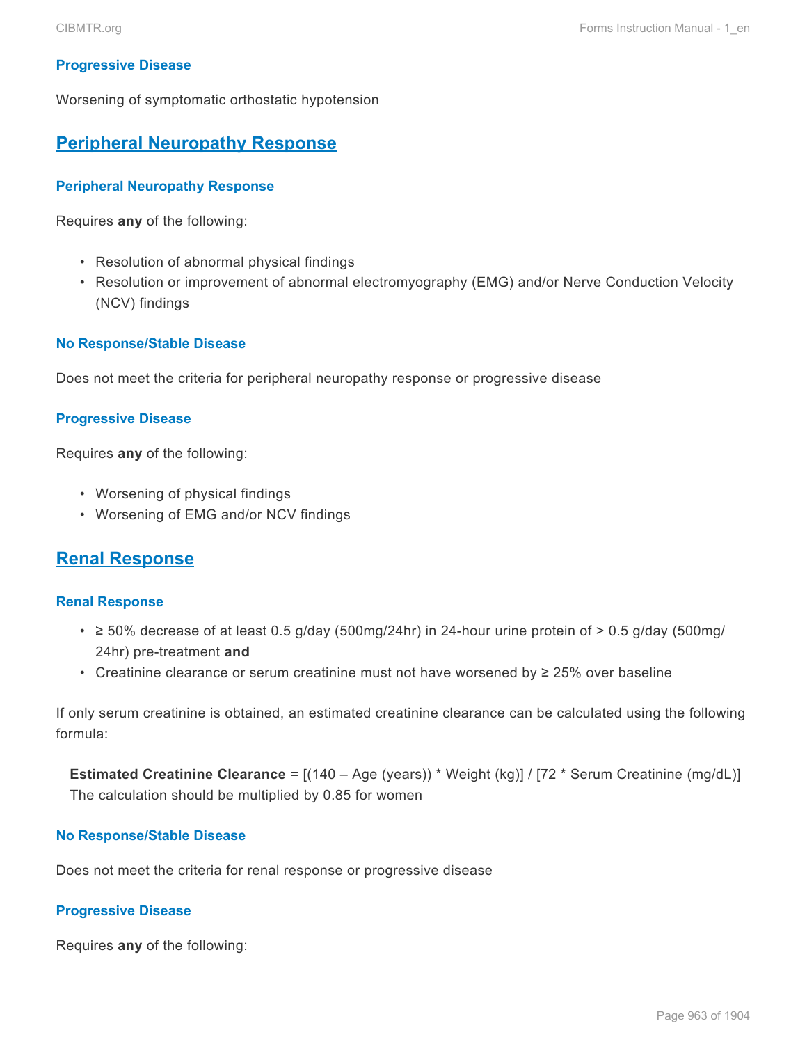### Progressive Disease

Worsening of symptomatic orthostatic hypotension

## Peripheral Neuropathy Response

### Peripheral Neuropathy Response

Requires **any** of the following:

- Resolution of abnormal physical findings
- Resolution or improvement of abnormal electromyography (EMG) and/or Nerve Conduction Velocity (NCV) findings

### No Response/Stable Disease

Does not meet the criteria for peripheral neuropathy response or progressive disease

### Progressive Disease

Requires **any** of the following:

- Worsening of physical findings
- Worsening of EMG and/or NCV findings

## Renal Response

### Renal Response

- ≥ 50% decrease of at least 0.5 g/day (500mg/24hr) in 24-hour urine protein of > 0.5 g/day (500mg/24hr) pre-treatment **and**
- Creatinine clearance or serum creatinine must not have worsened by ≥ 25% over baseline

If only serum creatinine is obtained, an estimated creatinine clearance can be calculated using the following formula:

**Estimated Creatinine Clearance** = [(140 – Age (years)) * Weight (kg)] / [72 * Serum Creatinine (mg/dL)]
The calculation should be multiplied by 0.85 for women

### No Response/Stable Disease

Does not meet the criteria for renal response or progressive disease

### Progressive Disease

Requires **any** of the following: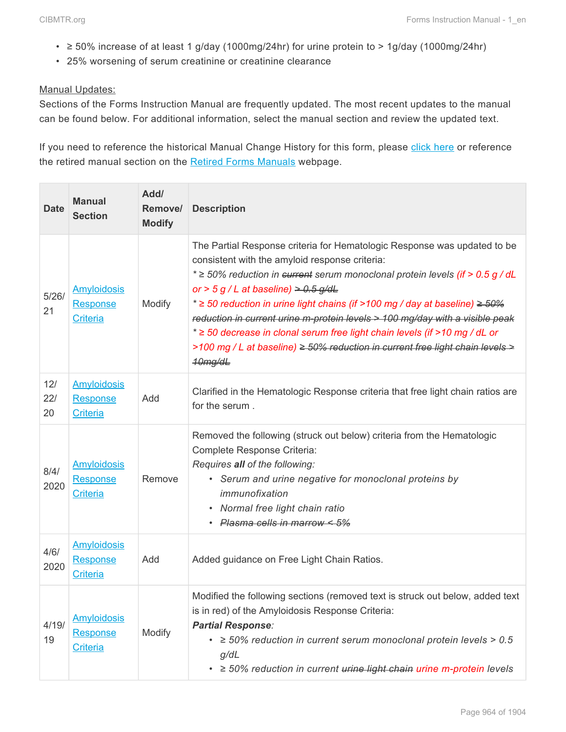- ≥ 50% increase of at least 1 g/day (1000mg/24hr) for urine protein to > 1g/day (1000mg/24hr)
- 25% worsening of serum creatinine or creatinine clearance

Manual Updates:

Sections of the Forms Instruction Manual are frequently updated. The most recent updates to the manual can be found below. For additional information, select the manual section and review the updated text.

If you need to reference the historical Manual Change History for this form, please click here or reference the retired manual section on the Retired Forms Manuals webpage.

| Date | Manual Section | Add/ Remove/ Modify | Description |
|---|---|---|---|
| 5/26/21 | Amyloidosis Response Criteria | Modify | The Partial Response criteria for Hematologic Response was updated to be consistent with the amyloid response criteria:<br>*\* ≥ 50% reduction in ~~current~~ serum monoclonal protein levels (if > 0.5 g / dL or > 5 g / L at baseline) ~~> 0.5 g/dL~~*<br>*\* ≥ 50 reduction in urine light chains (if >100 mg / day at baseline) ~~≥ 50% reduction in current urine m-protein levels > 100 mg/day with a visible peak~~*<br>*\* ≥ 50 decrease in clonal serum free light chain levels (if >10 mg / dL or >100 mg / L at baseline) ~~≥ 50% reduction in current free light chain levels > 10mg/dL~~* |
| 12/22/20 | Amyloidosis Response Criteria | Add | Clarified in the Hematologic Response criteria that free light chain ratios are for the serum . |
| 8/4/2020 | Amyloidosis Response Criteria | Remove | Removed the following (struck out below) criteria from the Hematologic Complete Response Criteria:<br>*Requires **all** of the following:*<br>• *Serum and urine negative for monoclonal proteins by immunofixation*<br>• *Normal free light chain ratio*<br>• *~~Plasma cells in marrow < 5%~~* |
| 4/6/2020 | Amyloidosis Response Criteria | Add | Added guidance on Free Light Chain Ratios. |
| 4/19/19 | Amyloidosis Response Criteria | Modify | Modified the following sections (removed text is struck out below, added text is in red) of the Amyloidosis Response Criteria:<br>***Partial Response**:*<br>• *≥ 50% reduction in current serum monoclonal protein levels > 0.5 g/dL*<br>• *≥ 50% reduction in current ~~urine light chain~~ urine m-protein levels* |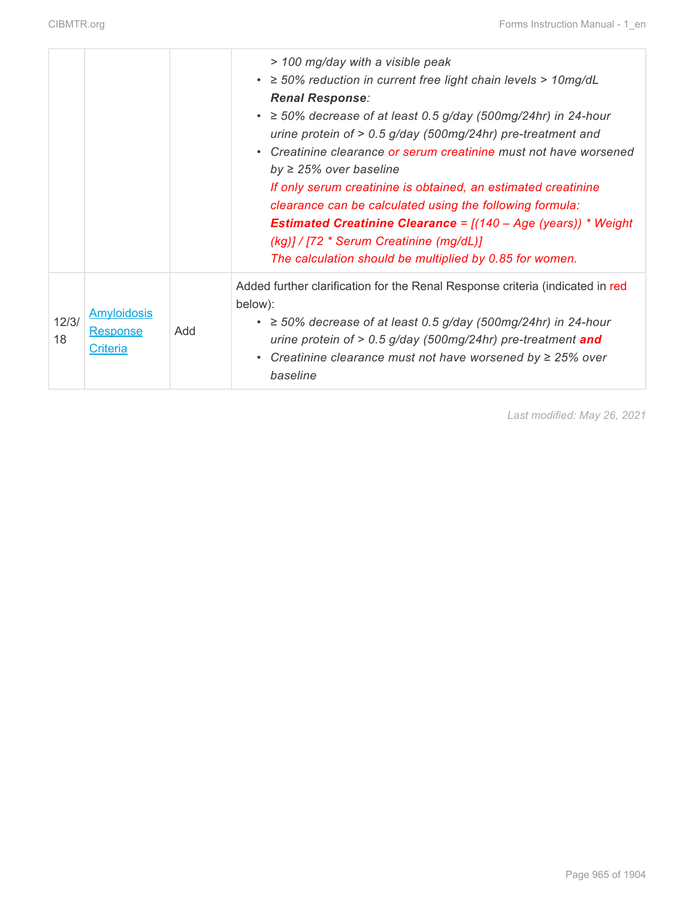| | | | |
|---|---|---|---|
| | | | *> 100 mg/day with a visible peak*<br>• *≥ 50% reduction in current free light chain levels > 10mg/dL*<br>***Renal Response**:*<br>• *≥ 50% decrease of at least 0.5 g/day (500mg/24hr) in 24-hour urine protein of > 0.5 g/day (500mg/24hr) pre-treatment and*<br>• *Creatinine clearance or serum creatinine must not have worsened by ≥ 25% over baseline*<br>*If only serum creatinine is obtained, an estimated creatinine clearance can be calculated using the following formula:*<br>***Estimated Creatinine Clearance** = [(140 – Age (years)) * Weight (kg)] / [72 * Serum Creatinine (mg/dL)]*<br>*The calculation should be multiplied by 0.85 for women.* |
| 12/3/18 | Amyloidosis Response Criteria | Add | Added further clarification for the Renal Response criteria (indicated in red below):<br>• *≥ 50% decrease of at least 0.5 g/day (500mg/24hr) in 24-hour urine protein of > 0.5 g/day (500mg/24hr) pre-treatment **and***<br>• *Creatinine clearance must not have worsened by ≥ 25% over baseline* |

*Last modified: May 26, 2021*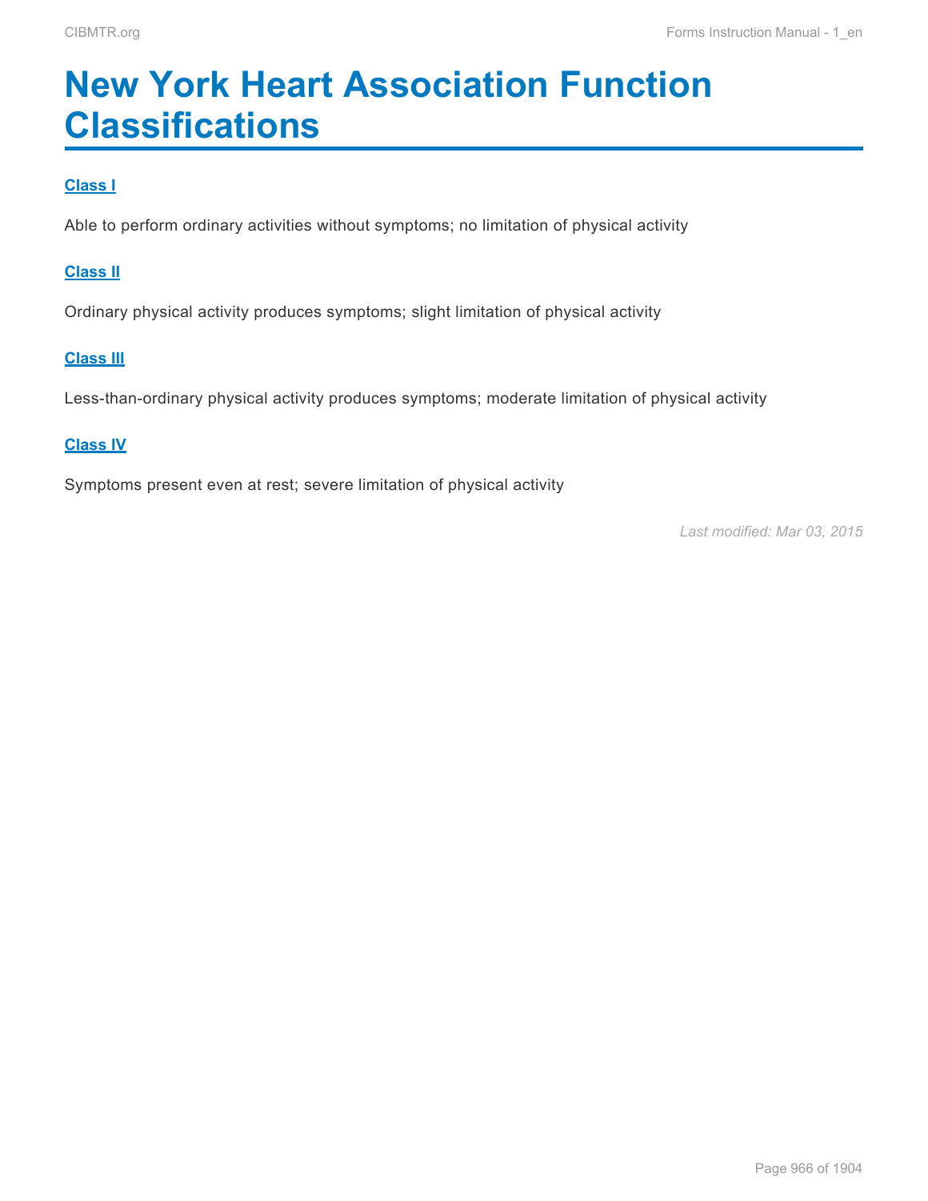# New York Heart Association Function Classifications

**Class I**

Able to perform ordinary activities without symptoms; no limitation of physical activity

**Class II**

Ordinary physical activity produces symptoms; slight limitation of physical activity

**Class III**

Less-than-ordinary physical activity produces symptoms; moderate limitation of physical activity

**Class IV**

Symptoms present even at rest; severe limitation of physical activity

*Last modified: Mar 03, 2015*